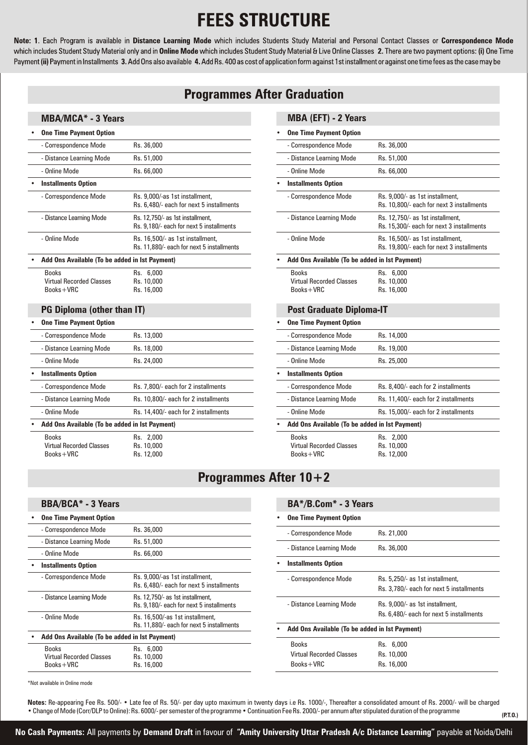# FEES STRUCTURE

**Note: 1**. Each Program is available in **Distance Learning Mode** which includes Students Study Material and Personal Contact Classes or **Correspondence Mode** which includes Student Study Material only and in **Online Mode** which includes Student Study Material & Live Online Classes **2.** There are two payment options: **(i)** One Time Payment **(ii)** Payment in Installments **3.** Add Ons also available **4.** Add Rs. 400 as cost of application form against 1st installment or against one time fees as the case may be

## Programmes After Graduation

### MBA/MCA* - 3 Years

| | |
|---|---|
| **One Time Payment Option** | |
| - Correspondence Mode | Rs. 36,000 |
| - Distance Learning Mode | Rs. 51,000 |
| - Online Mode | Rs. 66,000 |
| **Installments Option** | |
| - Correspondence Mode | Rs. 9,000/-as 1st installment, Rs. 6,480/- each for next 5 installments |
| - Distance Learning Mode | Rs. 12,750/- as 1st installment, Rs. 9,180/- each for next 5 installments |
| - Online Mode | Rs. 16,500/- as 1st installment, Rs. 11,880/- each for next 5 installments |
| **Add Ons Available (To be added in Ist Payment)** | |
| Books | Rs. 6,000 |
| Virtual Recorded Classes | Rs. 10,000 |
| Books+VRC | Rs. 16,000 |

### MBA (EFT) - 2 Years

| | |
|---|---|
| **One Time Payment Option** | |
| - Correspondence Mode | Rs. 36,000 |
| - Distance Learning Mode | Rs. 51,000 |
| - Online Mode | Rs. 66,000 |
| **Installments Option** | |
| - Correspondence Mode | Rs. 9,000/- as 1st installment, Rs. 10,800/- each for next 3 installments |
| - Distance Learning Mode | Rs. 12,750/- as 1st installment, Rs. 15,300/- each for next 3 installments |
| - Online Mode | Rs. 16,500/- as 1st installment, Rs. 19,800/- each for next 3 installments |
| **Add Ons Available (To be added in Ist Payment)** | |
| Books | Rs. 6,000 |
| Virtual Recorded Classes | Rs. 10,000 |
| Books+VRC | Rs. 16,000 |

### PG Diploma (other than IT)

| | |
|---|---|
| **One Time Payment Option** | |
| - Correspondence Mode | Rs. 13,000 |
| - Distance Learning Mode | Rs. 18,000 |
| - Online Mode | Rs. 24,000 |
| **Installments Option** | |
| - Correspondence Mode | Rs. 7,800/- each for 2 installments |
| - Distance Learning Mode | Rs. 10,800/- each for 2 installments |
| - Online Mode | Rs. 14,400/- each for 2 installments |
| **Add Ons Available (To be added in Ist Payment)** | |
| Books | Rs. 2,000 |
| Virtual Recorded Classes | Rs. 10,000 |
| Books+VRC | Rs. 12,000 |

### Post Graduate Diploma-IT

| | |
|---|---|
| **One Time Payment Option** | |
| - Correspondence Mode | Rs. 14,000 |
| - Distance Learning Mode | Rs. 19,000 |
| - Online Mode | Rs. 25,000 |
| **Installments Option** | |
| - Correspondence Mode | Rs. 8,400/- each for 2 installments |
| - Distance Learning Mode | Rs. 11,400/- each for 2 installments |
| - Online Mode | Rs. 15,000/- each for 2 installments |
| **Add Ons Available (To be added in Ist Payment)** | |
| Books | Rs. 2,000 |
| Virtual Recorded Classes | Rs. 10,000 |
| Books+VRC | Rs. 12,000 |

## Programmes After 10+2

### BBA/BCA* - 3 Years

| | |
|---|---|
| **One Time Payment Option** | |
| - Correspondence Mode | Rs. 36,000 |
| - Distance Learning Mode | Rs. 51,000 |
| - Online Mode | Rs. 66,000 |
| **Installments Option** | |
| - Correspondence Mode | Rs. 9,000/-as 1st installment, Rs. 6,480/- each for next 5 installments |
| - Distance Learning Mode | Rs. 12,750/- as 1st installment, Rs. 9,180/- each for next 5 installments |
| - Online Mode | Rs. 16,500/-as 1st installment, Rs. 11,880/- each for next 5 installments |
| **Add Ons Available (To be added in Ist Payment)** | |
| Books | Rs. 6,000 |
| Virtual Recorded Classes | Rs. 10,000 |
| Books+VRC | Rs. 16,000 |

### BA*/B.Com* - 3 Years

| | |
|---|---|
| **One Time Payment Option** | |
| - Correspondence Mode | Rs. 21,000 |
| - Distance Learning Mode | Rs. 36,000 |
| **Installments Option** | |
| - Correspondence Mode | Rs. 5,250/- as 1st installment, Rs. 3,780/- each for next 5 installments |
| - Distance Learning Mode | Rs. 9,000/- as 1st installment, Rs. 6,480/- each for next 5 installments |
| **Add Ons Available (To be added in Ist Payment)** | |
| Books | Rs. 6,000 |
| Virtual Recorded Classes | Rs. 10,000 |
| Books+VRC | Rs. 16,000 |

*Not available in Online mode

**Notes:** Re-appearing Fee Rs. 500/- • Late fee of Rs. 50/- per day upto maximum in twenty days i.e Rs. 1000/-, Thereafter a consolidated amount of Rs. 2000/- will be charged • Change of Mode (Corr/DLP to Online): Rs. 6000/- per semester of the programme • Continuation Fee Rs. 2000/- per annum after stipulated duration of the programme

(P.T.O.)

**No Cash Payments:** All payments by **Demand Draft** in favour of **"Amity University Uttar Pradesh A/c Distance Learning"** payable at Noida/Delhi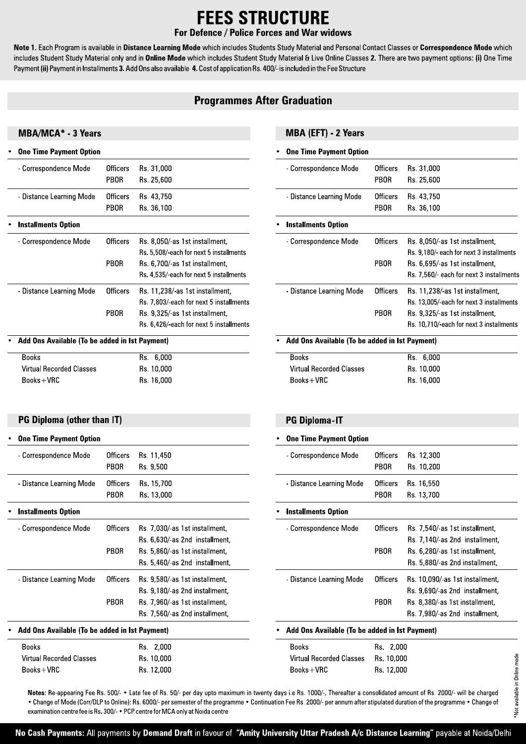# FEES STRUCTURE

**For Defence / Police Forces and War widows**

**Note 1.** Each Program is available in **Distance Learning Mode** which includes Students Study Material and Personal Contact Classes or **Correspondence Mode** which includes Student Study Material only and in **Online Mode** which includes Student Study Material & Live Online Classes **2.** There are two payment options: **(i)** One Time Payment **(ii)** Payment in Installments **3.** Add Ons also available **4.** Cost of application Rs. 400/- is included in the Fee Structure

## Programmes After Graduation

### MBA/MCA* - 3 Years

- **One Time Payment Option**

| Mode | Category | Fee |
|---|---|---|
| - Correspondence Mode | Officers | Rs. 31,000 |
| | PBOR | Rs. 25,600 |
| - Distance Learning Mode | Officers | Rs. 43,750 |
| | PBOR | Rs. 36,100 |

- **Installments Option**

| Mode | Category | Fee |
|---|---|---|
| - Correspondence Mode | Officers | Rs. 8,050/-as 1st installment, Rs. 5,508/-each for next 5 installments |
| | PBOR | Rs. 6,700/-as 1st installment, Rs. 4,535/-each for next 5 installments |
| - Distance Learning Mode | Officers | Rs. 11,238/-as 1st installment, Rs. 7,803/-each for next 5 installments |
| | PBOR | Rs. 9,325/-as 1st installment, Rs. 6,426/-each for next 5 installments |

- **Add Ons Available (To be added in Ist Payment)**

| Add On | Fee |
|---|---|
| Books | Rs. 6,000 |
| Virtual Recorded Classes | Rs. 10,000 |
| Books+VRC | Rs. 16,000 |

### MBA (EFT) - 2 Years

- **One Time Payment Option**

| Mode | Category | Fee |
|---|---|---|
| - Correspondence Mode | Officers | Rs. 31,000 |
| | PBOR | Rs. 25,600 |
| - Distance Learning Mode | Officers | Rs. 43,750 |
| | PBOR | Rs. 36,100 |

- **Installments Option**

| Mode | Category | Fee |
|---|---|---|
| - Correspondence Mode | Officers | Rs. 8,050/-as 1st installment, Rs. 9,180/- each for next 3 installments |
| | PBOR | Rs. 6,695/-as 1st installment, Rs. 7,560/- each for next 3 installments |
| - Distance Learning Mode | Officers | Rs. 11,238/-as 1st installment, Rs. 13,005/-each for next 3 installments |
| | PBOR | Rs. 9,325/-as 1st installment, Rs. 10,710/-each for next 3 installments |

- **Add Ons Available (To be added in Ist Payment)**

| Add On | Fee |
|---|---|
| Books | Rs. 6,000 |
| Virtual Recorded Classes | Rs. 10,000 |
| Books+VRC | Rs. 16,000 |

### PG Diploma (other than IT)

- **One Time Payment Option**

| Mode | Category | Fee |
|---|---|---|
| - Correspondence Mode | Officers | Rs. 11,450 |
| | PBOR | Rs. 9,500 |
| - Distance Learning Mode | Officers | Rs. 15,700 |
| | PBOR | Rs. 13,000 |

- **Installments Option**

| Mode | Category | Fee |
|---|---|---|
| - Correspondence Mode | Officers | Rs. 7,030/-as 1st installment, Rs. 6,630/-as 2nd installment, |
| | PBOR | Rs. 5,860/-as 1st installment, Rs. 5,460/-as 2nd installment, |
| - Distance Learning Mode | Officers | Rs. 9,580/-as 1st installment, Rs. 9,180/-as 2nd installment, |
| | PBOR | Rs. 7,960/-as 1st installment, Rs. 7,560/-as 2nd installment, |

- **Add Ons Available (To be added in Ist Payment)**

| Add On | Fee |
|---|---|
| Books | Rs. 2,000 |
| Virtual Recorded Classes | Rs. 10,000 |
| Books+VRC | Rs. 12,000 |

### PG Diploma-IT

- **One Time Payment Option**

| Mode | Category | Fee |
|---|---|---|
| - Correspondence Mode | Officers | Rs. 12,300 |
| | PBOR | Rs. 10,200 |
| - Distance Learning Mode | Officers | Rs. 16,550 |
| | PBOR | Rs. 13,700 |

- **Installments Option**

| Mode | Category | Fee |
|---|---|---|
| - Correspondence Mode | Officers | Rs. 7,540/-as 1st installment, Rs. 7,140/-as 2nd installment, |
| | PBOR | Rs. 6,280/-as 1st installment, Rs. 5,880/-as 2nd installment, |
| - Distance Learning Mode | Officers | Rs. 10,090/-as 1st installment, Rs. 9,690/-as 2nd installment, |
| | PBOR | Rs. 8,380/-as 1st installment, Rs. 7,980/-as 2nd installment, |

- **Add Ons Available (To be added in Ist Payment)**

| Add On | Fee |
|---|---|
| Books | Rs. 2,000 |
| Virtual Recorded Classes | Rs. 10,000 |
| Books+VRC | Rs. 12,000 |

*Not available in Online mode

**Notes**: Re-appearing Fee Rs. 500/- • Late fee of Rs. 50/- per day upto maximum in twenty days i.e Rs. 1000/-, Thereafter a consolidated amount of Rs. 2000/- will be charged • Change of Mode (Corr/DLP to Online): Rs. 6000/- per semester of the programme • Continuation Fee Rs. 2000/- per annum after stipulated duration of the programme • Change of examination centre fee is Rs. 300/- • PCP centre for MCA only at Noida centre

**No Cash Payments:** All payments by **Demand Draft** in favour of **"Amity University Uttar Pradesh A/c Distance Learning"** payable at Noida/Delhi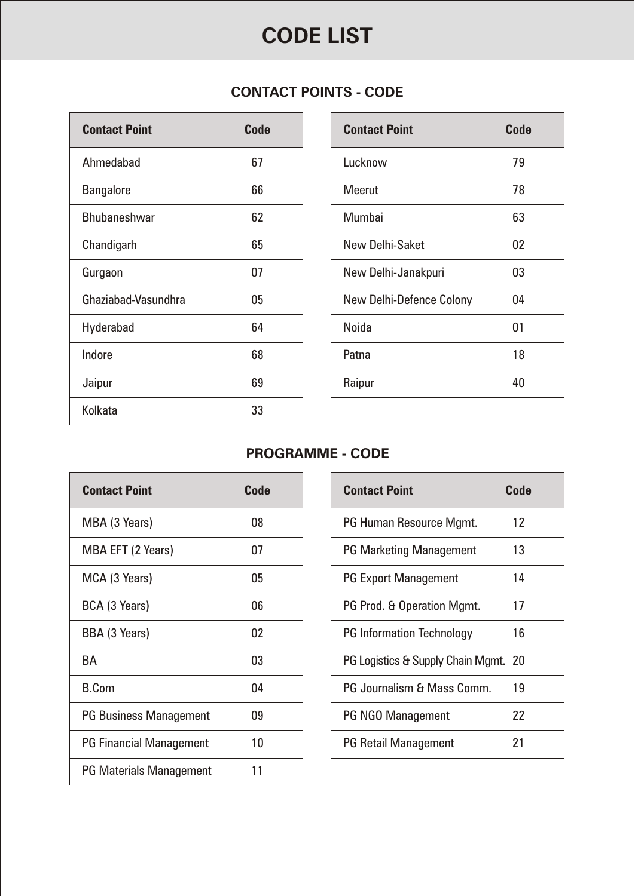# CODE LIST

## CONTACT POINTS - CODE

| Contact Point | Code |
|---|---|
| Ahmedabad | 67 |
| Bangalore | 66 |
| Bhubaneshwar | 62 |
| Chandigarh | 65 |
| Gurgaon | 07 |
| Ghaziabad-Vasundhra | 05 |
| Hyderabad | 64 |
| Indore | 68 |
| Jaipur | 69 |
| Kolkata | 33 |

| Contact Point | Code |
|---|---|
| Lucknow | 79 |
| Meerut | 78 |
| Mumbai | 63 |
| New Delhi-Saket | 02 |
| New Delhi-Janakpuri | 03 |
| New Delhi-Defence Colony | 04 |
| Noida | 01 |
| Patna | 18 |
| Raipur | 40 |
| | |

## PROGRAMME - CODE

| Contact Point | Code |
|---|---|
| MBA (3 Years) | 08 |
| MBA EFT (2 Years) | 07 |
| MCA (3 Years) | 05 |
| BCA (3 Years) | 06 |
| BBA (3 Years) | 02 |
| BA | 03 |
| B.Com | 04 |
| PG Business Management | 09 |
| PG Financial Management | 10 |
| PG Materials Management | 11 |

| Contact Point | Code |
|---|---|
| PG Human Resource Mgmt. | 12 |
| PG Marketing Management | 13 |
| PG Export Management | 14 |
| PG Prod. & Operation Mgmt. | 17 |
| PG Information Technology | 16 |
| PG Logistics & Supply Chain Mgmt. | 20 |
| PG Journalism & Mass Comm. | 19 |
| PG NGO Management | 22 |
| PG Retail Management | 21 |
| | |